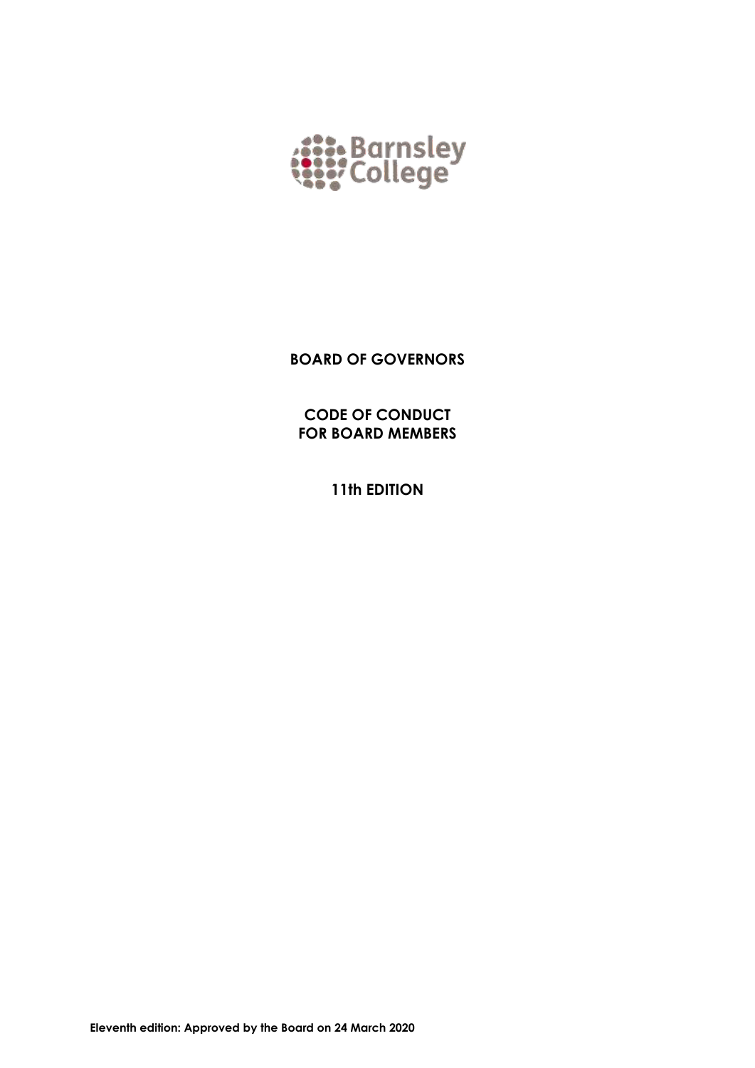Barnsley College

# BOARD OF GOVERNORS

## CODE OF CONDUCT FOR BOARD MEMBERS

## 11th EDITION

**Eleventh edition: Approved by the Board on 24 March 2020**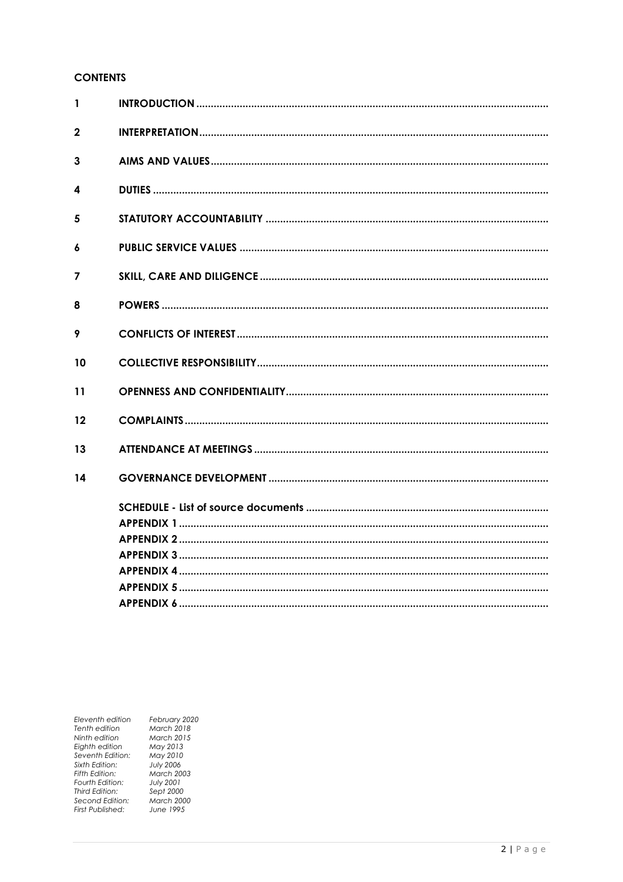**CONTENTS**

1 **INTRODUCTION**

2 **INTERPRETATION**

3 **AIMS AND VALUES**

4 **DUTIES**

5 **STATUTORY ACCOUNTABILITY**

6 **PUBLIC SERVICE VALUES**

7 **SKILL, CARE AND DILIGENCE**

8 **POWERS**

9 **CONFLICTS OF INTEREST**

10 **COLLECTIVE RESPONSIBILITY**

11 **OPENNESS AND CONFIDENTIALITY**

12 **COMPLAINTS**

13 **ATTENDANCE AT MEETINGS**

14 **GOVERNANCE DEVELOPMENT**

**SCHEDULE - List of source documents**
**APPENDIX 1**
**APPENDIX 2**
**APPENDIX 3**
**APPENDIX 4**
**APPENDIX 5**
**APPENDIX 6**

| | |
|---|---|
| *Eleventh edition* | *February 2020* |
| *Tenth edition* | *March 2018* |
| *Ninth edition* | *March 2015* |
| *Eighth edition* | *May 2013* |
| *Seventh Edition:* | *May 2010* |
| *Sixth Edition:* | *July 2006* |
| *Fifth Edition:* | *March 2003* |
| *Fourth Edition:* | *July 2001* |
| *Third Edition:* | *Sept 2000* |
| *Second Edition:* | *March 2000* |
| *First Published:* | *June 1995* |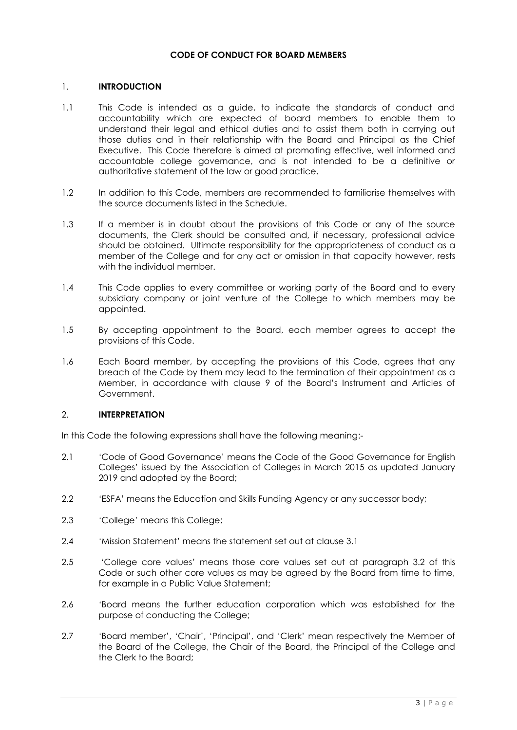# CODE OF CONDUCT FOR BOARD MEMBERS

## 1. INTRODUCTION

1.1 This Code is intended as a guide, to indicate the standards of conduct and accountability which are expected of board members to enable them to understand their legal and ethical duties and to assist them both in carrying out those duties and in their relationship with the Board and Principal as the Chief Executive. This Code therefore is aimed at promoting effective, well informed and accountable college governance, and is not intended to be a definitive or authoritative statement of the law or good practice.

1.2 In addition to this Code, members are recommended to familiarise themselves with the source documents listed in the Schedule.

1.3 If a member is in doubt about the provisions of this Code or any of the source documents, the Clerk should be consulted and, if necessary, professional advice should be obtained. Ultimate responsibility for the appropriateness of conduct as a member of the College and for any act or omission in that capacity however, rests with the individual member.

1.4 This Code applies to every committee or working party of the Board and to every subsidiary company or joint venture of the College to which members may be appointed.

1.5 By accepting appointment to the Board, each member agrees to accept the provisions of this Code.

1.6 Each Board member, by accepting the provisions of this Code, agrees that any breach of the Code by them may lead to the termination of their appointment as a Member, in accordance with clause 9 of the Board's Instrument and Articles of Government.

## 2. INTERPRETATION

In this Code the following expressions shall have the following meaning:-

2.1 'Code of Good Governance' means the Code of the Good Governance for English Colleges' issued by the Association of Colleges in March 2015 as updated January 2019 and adopted by the Board;

2.2 'ESFA' means the Education and Skills Funding Agency or any successor body;

2.3 'College' means this College;

2.4 'Mission Statement' means the statement set out at clause 3.1

2.5 'College core values' means those core values set out at paragraph 3.2 of this Code or such other core values as may be agreed by the Board from time to time, for example in a Public Value Statement;

2.6 'Board means the further education corporation which was established for the purpose of conducting the College;

2.7 'Board member', 'Chair', 'Principal', and 'Clerk' mean respectively the Member of the Board of the College, the Chair of the Board, the Principal of the College and the Clerk to the Board;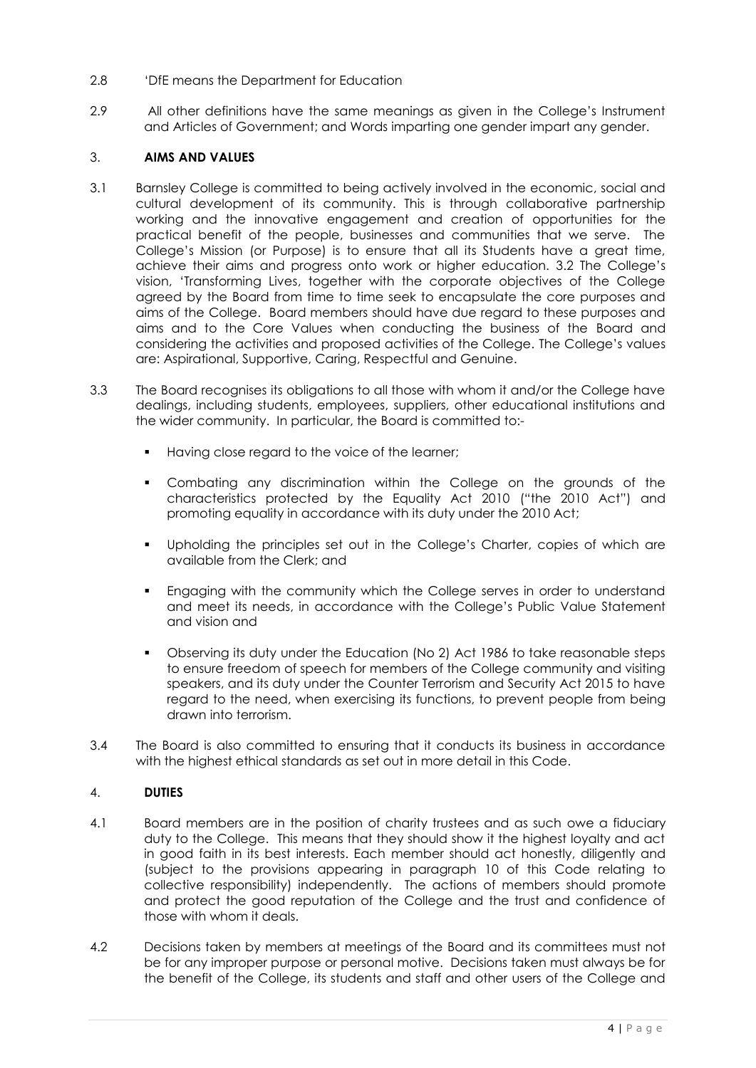2.8 'DfE means the Department for Education

2.9 All other definitions have the same meanings as given in the College's Instrument and Articles of Government; and Words imparting one gender impart any gender.

## 3. AIMS AND VALUES

3.1 Barnsley College is committed to being actively involved in the economic, social and cultural development of its community. This is through collaborative partnership working and the innovative engagement and creation of opportunities for the practical benefit of the people, businesses and communities that we serve. The College's Mission (or Purpose) is to ensure that all its Students have a great time, achieve their aims and progress onto work or higher education. 3.2 The College's vision, 'Transforming Lives, together with the corporate objectives of the College agreed by the Board from time to time seek to encapsulate the core purposes and aims of the College. Board members should have due regard to these purposes and aims and to the Core Values when conducting the business of the Board and considering the activities and proposed activities of the College. The College's values are: Aspirational, Supportive, Caring, Respectful and Genuine.

3.3 The Board recognises its obligations to all those with whom it and/or the College have dealings, including students, employees, suppliers, other educational institutions and the wider community. In particular, the Board is committed to:-

- Having close regard to the voice of the learner;
- Combating any discrimination within the College on the grounds of the characteristics protected by the Equality Act 2010 ("the 2010 Act") and promoting equality in accordance with its duty under the 2010 Act;
- Upholding the principles set out in the College's Charter, copies of which are available from the Clerk; and
- Engaging with the community which the College serves in order to understand and meet its needs, in accordance with the College's Public Value Statement and vision and
- Observing its duty under the Education (No 2) Act 1986 to take reasonable steps to ensure freedom of speech for members of the College community and visiting speakers, and its duty under the Counter Terrorism and Security Act 2015 to have regard to the need, when exercising its functions, to prevent people from being drawn into terrorism.

3.4 The Board is also committed to ensuring that it conducts its business in accordance with the highest ethical standards as set out in more detail in this Code.

## 4. DUTIES

4.1 Board members are in the position of charity trustees and as such owe a fiduciary duty to the College. This means that they should show it the highest loyalty and act in good faith in its best interests. Each member should act honestly, diligently and (subject to the provisions appearing in paragraph 10 of this Code relating to collective responsibility) independently. The actions of members should promote and protect the good reputation of the College and the trust and confidence of those with whom it deals.

4.2 Decisions taken by members at meetings of the Board and its committees must not be for any improper purpose or personal motive. Decisions taken must always be for the benefit of the College, its students and staff and other users of the College and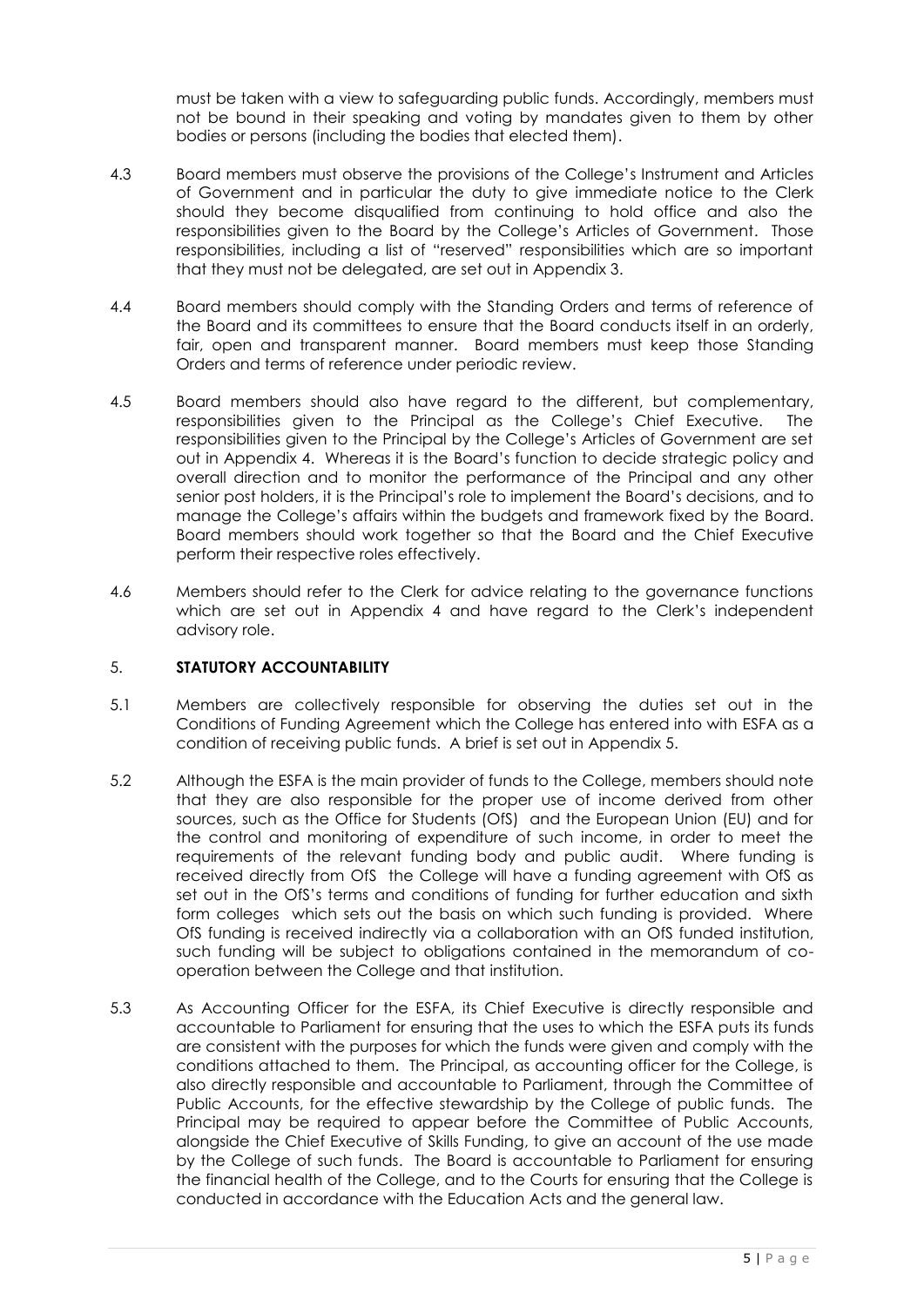must be taken with a view to safeguarding public funds. Accordingly, members must not be bound in their speaking and voting by mandates given to them by other bodies or persons (including the bodies that elected them).

4.3 Board members must observe the provisions of the College's Instrument and Articles of Government and in particular the duty to give immediate notice to the Clerk should they become disqualified from continuing to hold office and also the responsibilities given to the Board by the College's Articles of Government. Those responsibilities, including a list of "reserved" responsibilities which are so important that they must not be delegated, are set out in Appendix 3.

4.4 Board members should comply with the Standing Orders and terms of reference of the Board and its committees to ensure that the Board conducts itself in an orderly, fair, open and transparent manner. Board members must keep those Standing Orders and terms of reference under periodic review.

4.5 Board members should also have regard to the different, but complementary, responsibilities given to the Principal as the College's Chief Executive. The responsibilities given to the Principal by the College's Articles of Government are set out in Appendix 4. Whereas it is the Board's function to decide strategic policy and overall direction and to monitor the performance of the Principal and any other senior post holders, it is the Principal's role to implement the Board's decisions, and to manage the College's affairs within the budgets and framework fixed by the Board. Board members should work together so that the Board and the Chief Executive perform their respective roles effectively.

4.6 Members should refer to the Clerk for advice relating to the governance functions which are set out in Appendix 4 and have regard to the Clerk's independent advisory role.

## 5. STATUTORY ACCOUNTABILITY

5.1 Members are collectively responsible for observing the duties set out in the Conditions of Funding Agreement which the College has entered into with ESFA as a condition of receiving public funds. A brief is set out in Appendix 5.

5.2 Although the ESFA is the main provider of funds to the College, members should note that they are also responsible for the proper use of income derived from other sources, such as the Office for Students (OfS) and the European Union (EU) and for the control and monitoring of expenditure of such income, in order to meet the requirements of the relevant funding body and public audit. Where funding is received directly from OfS the College will have a funding agreement with OfS as set out in the OfS's terms and conditions of funding for further education and sixth form colleges which sets out the basis on which such funding is provided. Where OfS funding is received indirectly via a collaboration with an OfS funded institution, such funding will be subject to obligations contained in the memorandum of co-operation between the College and that institution.

5.3 As Accounting Officer for the ESFA, its Chief Executive is directly responsible and accountable to Parliament for ensuring that the uses to which the ESFA puts its funds are consistent with the purposes for which the funds were given and comply with the conditions attached to them. The Principal, as accounting officer for the College, is also directly responsible and accountable to Parliament, through the Committee of Public Accounts, for the effective stewardship by the College of public funds. The Principal may be required to appear before the Committee of Public Accounts, alongside the Chief Executive of Skills Funding, to give an account of the use made by the College of such funds. The Board is accountable to Parliament for ensuring the financial health of the College, and to the Courts for ensuring that the College is conducted in accordance with the Education Acts and the general law.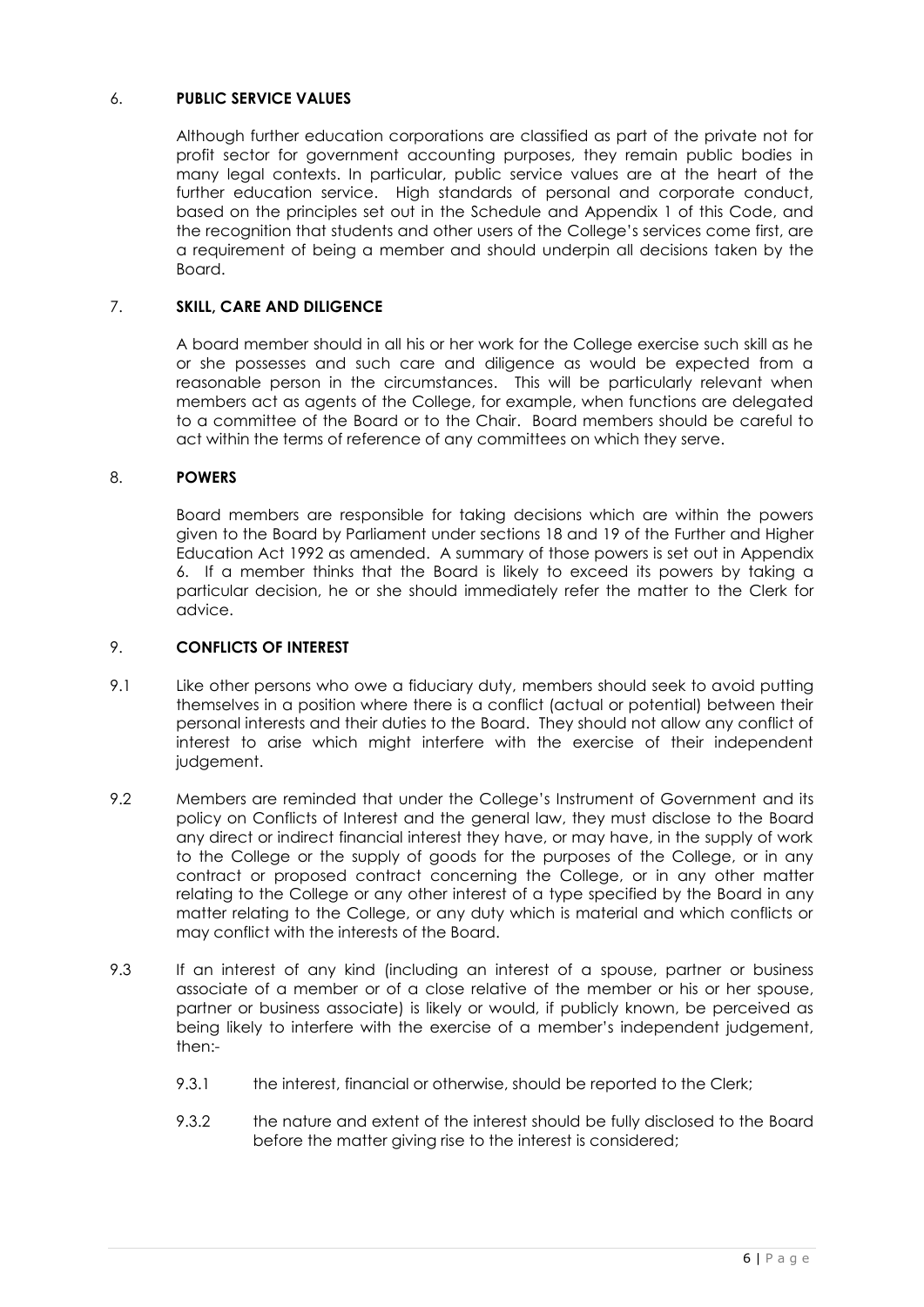## 6. PUBLIC SERVICE VALUES

Although further education corporations are classified as part of the private not for profit sector for government accounting purposes, they remain public bodies in many legal contexts. In particular, public service values are at the heart of the further education service. High standards of personal and corporate conduct, based on the principles set out in the Schedule and Appendix 1 of this Code, and the recognition that students and other users of the College's services come first, are a requirement of being a member and should underpin all decisions taken by the Board.

## 7. SKILL, CARE AND DILIGENCE

A board member should in all his or her work for the College exercise such skill as he or she possesses and such care and diligence as would be expected from a reasonable person in the circumstances. This will be particularly relevant when members act as agents of the College, for example, when functions are delegated to a committee of the Board or to the Chair. Board members should be careful to act within the terms of reference of any committees on which they serve.

## 8. POWERS

Board members are responsible for taking decisions which are within the powers given to the Board by Parliament under sections 18 and 19 of the Further and Higher Education Act 1992 as amended. A summary of those powers is set out in Appendix 6. If a member thinks that the Board is likely to exceed its powers by taking a particular decision, he or she should immediately refer the matter to the Clerk for advice.

## 9. CONFLICTS OF INTEREST

9.1 Like other persons who owe a fiduciary duty, members should seek to avoid putting themselves in a position where there is a conflict (actual or potential) between their personal interests and their duties to the Board. They should not allow any conflict of interest to arise which might interfere with the exercise of their independent judgement.

9.2 Members are reminded that under the College's Instrument of Government and its policy on Conflicts of Interest and the general law, they must disclose to the Board any direct or indirect financial interest they have, or may have, in the supply of work to the College or the supply of goods for the purposes of the College, or in any contract or proposed contract concerning the College, or in any other matter relating to the College or any other interest of a type specified by the Board in any matter relating to the College, or any duty which is material and which conflicts or may conflict with the interests of the Board.

9.3 If an interest of any kind (including an interest of a spouse, partner or business associate of a member or of a close relative of the member or his or her spouse, partner or business associate) is likely or would, if publicly known, be perceived as being likely to interfere with the exercise of a member's independent judgement, then:-

9.3.1 the interest, financial or otherwise, should be reported to the Clerk;

9.3.2 the nature and extent of the interest should be fully disclosed to the Board before the matter giving rise to the interest is considered;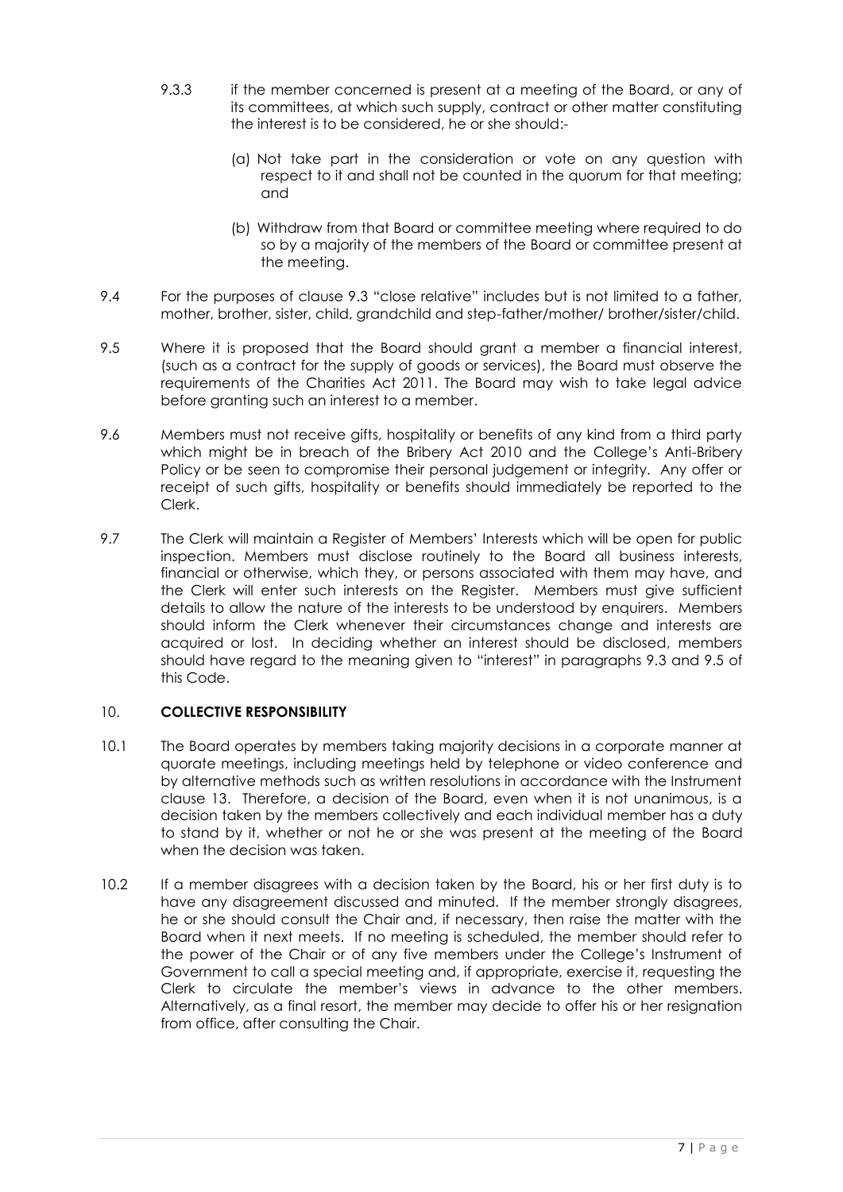9.3.3 if the member concerned is present at a meeting of the Board, or any of its committees, at which such supply, contract or other matter constituting the interest is to be considered, he or she should:-

(a) Not take part in the consideration or vote on any question with respect to it and shall not be counted in the quorum for that meeting; and

(b) Withdraw from that Board or committee meeting where required to do so by a majority of the members of the Board or committee present at the meeting.

9.4 For the purposes of clause 9.3 "close relative" includes but is not limited to a father, mother, brother, sister, child, grandchild and step-father/mother/ brother/sister/child.

9.5 Where it is proposed that the Board should grant a member a financial interest, (such as a contract for the supply of goods or services), the Board must observe the requirements of the Charities Act 2011. The Board may wish to take legal advice before granting such an interest to a member.

9.6 Members must not receive gifts, hospitality or benefits of any kind from a third party which might be in breach of the Bribery Act 2010 and the College's Anti-Bribery Policy or be seen to compromise their personal judgement or integrity. Any offer or receipt of such gifts, hospitality or benefits should immediately be reported to the Clerk.

9.7 The Clerk will maintain a Register of Members' Interests which will be open for public inspection. Members must disclose routinely to the Board all business interests, financial or otherwise, which they, or persons associated with them may have, and the Clerk will enter such interests on the Register. Members must give sufficient details to allow the nature of the interests to be understood by enquirers. Members should inform the Clerk whenever their circumstances change and interests are acquired or lost. In deciding whether an interest should be disclosed, members should have regard to the meaning given to "interest" in paragraphs 9.3 and 9.5 of this Code.

## 10. COLLECTIVE RESPONSIBILITY

10.1 The Board operates by members taking majority decisions in a corporate manner at quorate meetings, including meetings held by telephone or video conference and by alternative methods such as written resolutions in accordance with the Instrument clause 13. Therefore, a decision of the Board, even when it is not unanimous, is a decision taken by the members collectively and each individual member has a duty to stand by it, whether or not he or she was present at the meeting of the Board when the decision was taken.

10.2 If a member disagrees with a decision taken by the Board, his or her first duty is to have any disagreement discussed and minuted. If the member strongly disagrees, he or she should consult the Chair and, if necessary, then raise the matter with the Board when it next meets. If no meeting is scheduled, the member should refer to the power of the Chair or of any five members under the College's Instrument of Government to call a special meeting and, if appropriate, exercise it, requesting the Clerk to circulate the member's views in advance to the other members. Alternatively, as a final resort, the member may decide to offer his or her resignation from office, after consulting the Chair.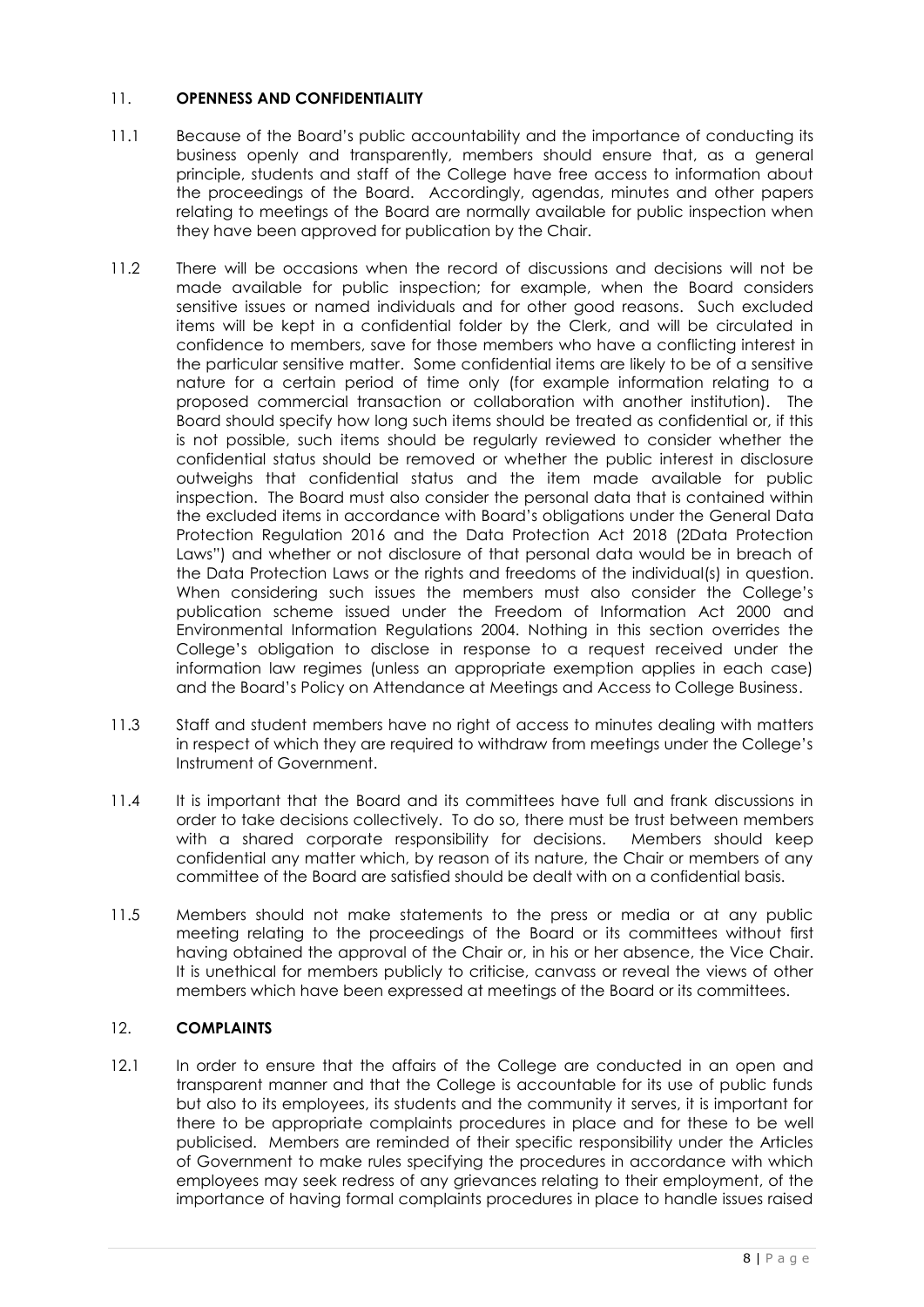## 11. **OPENNESS AND CONFIDENTIALITY**

11.1 Because of the Board's public accountability and the importance of conducting its business openly and transparently, members should ensure that, as a general principle, students and staff of the College have free access to information about the proceedings of the Board. Accordingly, agendas, minutes and other papers relating to meetings of the Board are normally available for public inspection when they have been approved for publication by the Chair.

11.2 There will be occasions when the record of discussions and decisions will not be made available for public inspection; for example, when the Board considers sensitive issues or named individuals and for other good reasons. Such excluded items will be kept in a confidential folder by the Clerk, and will be circulated in confidence to members, save for those members who have a conflicting interest in the particular sensitive matter. Some confidential items are likely to be of a sensitive nature for a certain period of time only (for example information relating to a proposed commercial transaction or collaboration with another institution). The Board should specify how long such items should be treated as confidential or, if this is not possible, such items should be regularly reviewed to consider whether the confidential status should be removed or whether the public interest in disclosure outweighs that confidential status and the item made available for public inspection. The Board must also consider the personal data that is contained within the excluded items in accordance with Board's obligations under the General Data Protection Regulation 2016 and the Data Protection Act 2018 (2Data Protection Laws") and whether or not disclosure of that personal data would be in breach of the Data Protection Laws or the rights and freedoms of the individual(s) in question. When considering such issues the members must also consider the College's publication scheme issued under the Freedom of Information Act 2000 and Environmental Information Regulations 2004. Nothing in this section overrides the College's obligation to disclose in response to a request received under the information law regimes (unless an appropriate exemption applies in each case) and the Board's Policy on Attendance at Meetings and Access to College Business.

11.3 Staff and student members have no right of access to minutes dealing with matters in respect of which they are required to withdraw from meetings under the College's Instrument of Government.

11.4 It is important that the Board and its committees have full and frank discussions in order to take decisions collectively. To do so, there must be trust between members with a shared corporate responsibility for decisions. Members should keep confidential any matter which, by reason of its nature, the Chair or members of any committee of the Board are satisfied should be dealt with on a confidential basis.

11.5 Members should not make statements to the press or media or at any public meeting relating to the proceedings of the Board or its committees without first having obtained the approval of the Chair or, in his or her absence, the Vice Chair. It is unethical for members publicly to criticise, canvass or reveal the views of other members which have been expressed at meetings of the Board or its committees.

## 12. **COMPLAINTS**

12.1 In order to ensure that the affairs of the College are conducted in an open and transparent manner and that the College is accountable for its use of public funds but also to its employees, its students and the community it serves, it is important for there to be appropriate complaints procedures in place and for these to be well publicised. Members are reminded of their specific responsibility under the Articles of Government to make rules specifying the procedures in accordance with which employees may seek redress of any grievances relating to their employment, of the importance of having formal complaints procedures in place to handle issues raised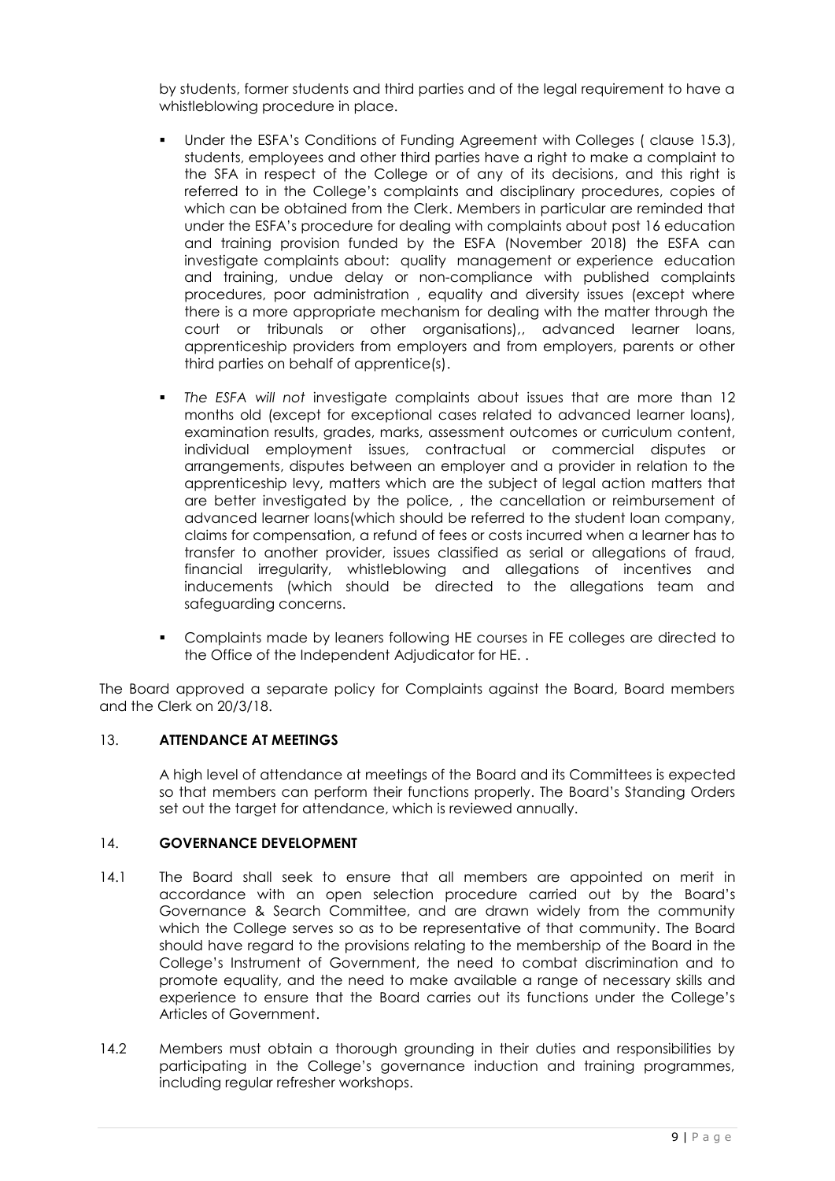by students, former students and third parties and of the legal requirement to have a whistleblowing procedure in place.

- Under the ESFA's Conditions of Funding Agreement with Colleges ( clause 15.3), students, employees and other third parties have a right to make a complaint to the SFA in respect of the College or of any of its decisions, and this right is referred to in the College's complaints and disciplinary procedures, copies of which can be obtained from the Clerk. Members in particular are reminded that under the ESFA's procedure for dealing with complaints about post 16 education and training provision funded by the ESFA (November 2018) the ESFA can investigate complaints about: quality management or experience education and training, undue delay or non-compliance with published complaints procedures, poor administration , equality and diversity issues (except where there is a more appropriate mechanism for dealing with the matter through the court or tribunals or other organisations),, advanced learner loans, apprenticeship providers from employers and from employers, parents or other third parties on behalf of apprentice(s).

- *The ESFA will not* investigate complaints about issues that are more than 12 months old (except for exceptional cases related to advanced learner loans), examination results, grades, marks, assessment outcomes or curriculum content, individual employment issues, contractual or commercial disputes or arrangements, disputes between an employer and a provider in relation to the apprenticeship levy, matters which are the subject of legal action matters that are better investigated by the police, , the cancellation or reimbursement of advanced learner loans(which should be referred to the student loan company, claims for compensation, a refund of fees or costs incurred when a learner has to transfer to another provider, issues classified as serial or allegations of fraud, financial irregularity, whistleblowing and allegations of incentives and inducements (which should be directed to the allegations team and safeguarding concerns.

- Complaints made by leaners following HE courses in FE colleges are directed to the Office of the Independent Adjudicator for HE. .

The Board approved a separate policy for Complaints against the Board, Board members and the Clerk on 20/3/18.

## 13. ATTENDANCE AT MEETINGS

A high level of attendance at meetings of the Board and its Committees is expected so that members can perform their functions properly. The Board's Standing Orders set out the target for attendance, which is reviewed annually.

## 14. GOVERNANCE DEVELOPMENT

14.1 The Board shall seek to ensure that all members are appointed on merit in accordance with an open selection procedure carried out by the Board's Governance & Search Committee, and are drawn widely from the community which the College serves so as to be representative of that community. The Board should have regard to the provisions relating to the membership of the Board in the College's Instrument of Government, the need to combat discrimination and to promote equality, and the need to make available a range of necessary skills and experience to ensure that the Board carries out its functions under the College's Articles of Government.

14.2 Members must obtain a thorough grounding in their duties and responsibilities by participating in the College's governance induction and training programmes, including regular refresher workshops.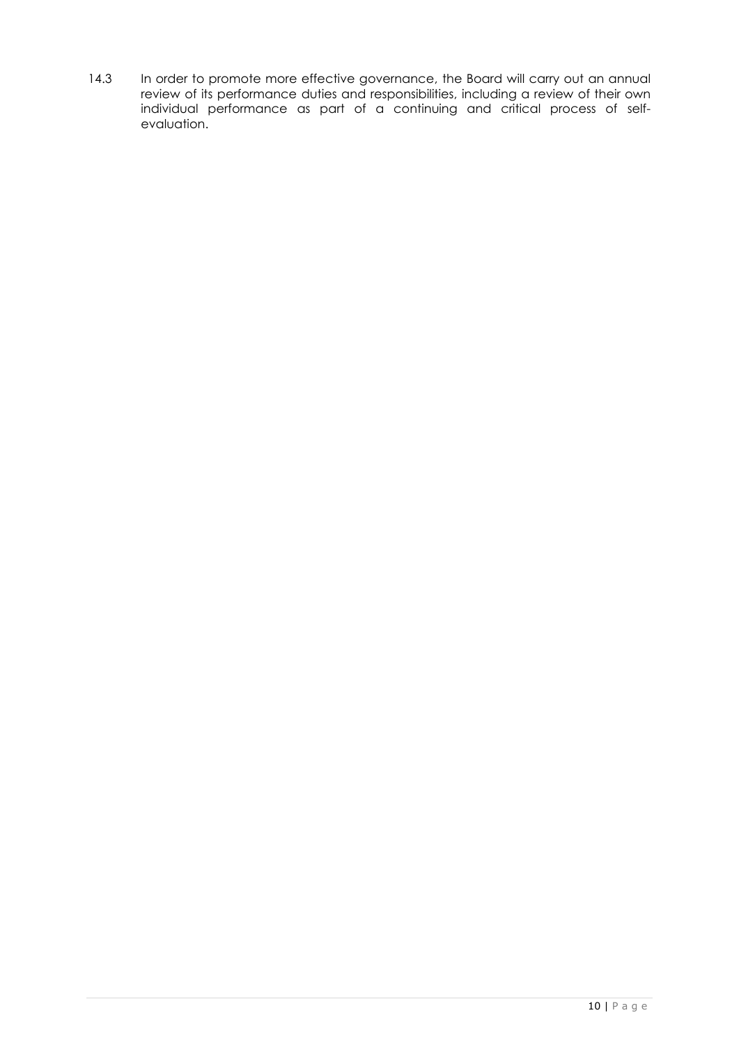14.3 In order to promote more effective governance, the Board will carry out an annual review of its performance duties and responsibilities, including a review of their own individual performance as part of a continuing and critical process of self-evaluation.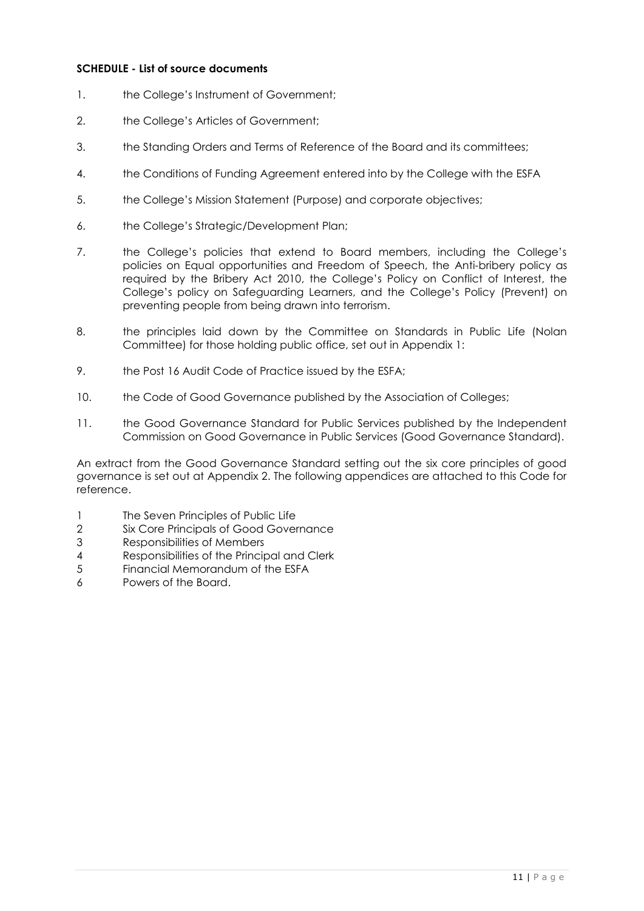**SCHEDULE - List of source documents**

1. the College's Instrument of Government;
2. the College's Articles of Government;
3. the Standing Orders and Terms of Reference of the Board and its committees;
4. the Conditions of Funding Agreement entered into by the College with the ESFA
5. the College's Mission Statement (Purpose) and corporate objectives;
6. the College's Strategic/Development Plan;
7. the College's policies that extend to Board members, including the College's policies on Equal opportunities and Freedom of Speech, the Anti-bribery policy as required by the Bribery Act 2010, the College's Policy on Conflict of Interest, the College's policy on Safeguarding Learners, and the College's Policy (Prevent) on preventing people from being drawn into terrorism.
8. the principles laid down by the Committee on Standards in Public Life (Nolan Committee) for those holding public office, set out in Appendix 1:
9. the Post 16 Audit Code of Practice issued by the ESFA;
10. the Code of Good Governance published by the Association of Colleges;
11. the Good Governance Standard for Public Services published by the Independent Commission on Good Governance in Public Services (Good Governance Standard).

An extract from the Good Governance Standard setting out the six core principles of good governance is set out at Appendix 2. The following appendices are attached to this Code for reference.

1 The Seven Principles of Public Life
2 Six Core Principals of Good Governance
3 Responsibilities of Members
4 Responsibilities of the Principal and Clerk
5 Financial Memorandum of the ESFA
6 Powers of the Board.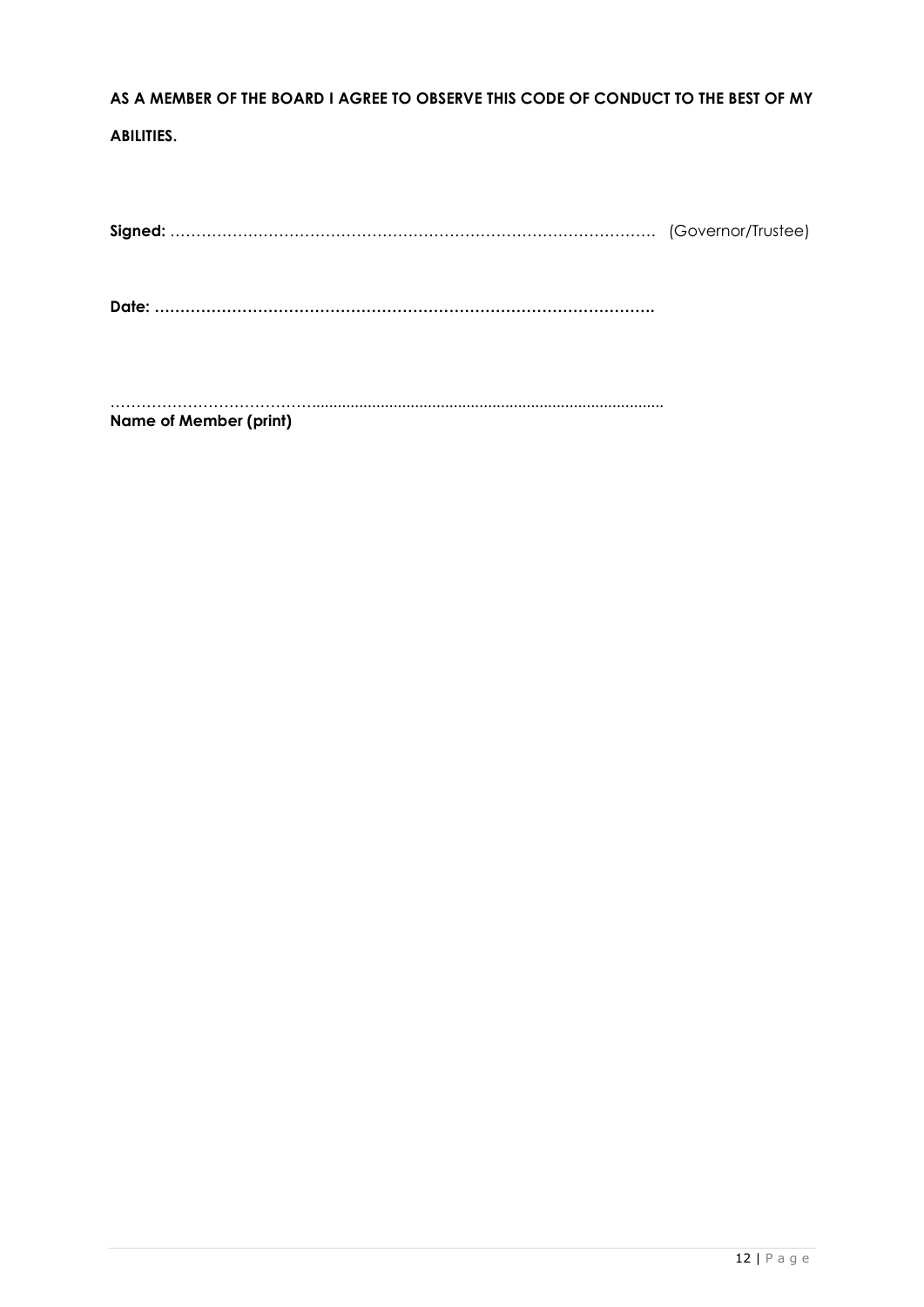**AS A MEMBER OF THE BOARD I AGREE TO OBSERVE THIS CODE OF CONDUCT TO THE BEST OF MY ABILITIES.**

**Signed:** ……………………………………………………………………………………. (Governor/Trustee)

**Date: …………………………………………………………………………………….**

……………………………………........................................................................................

**Name of Member (print)**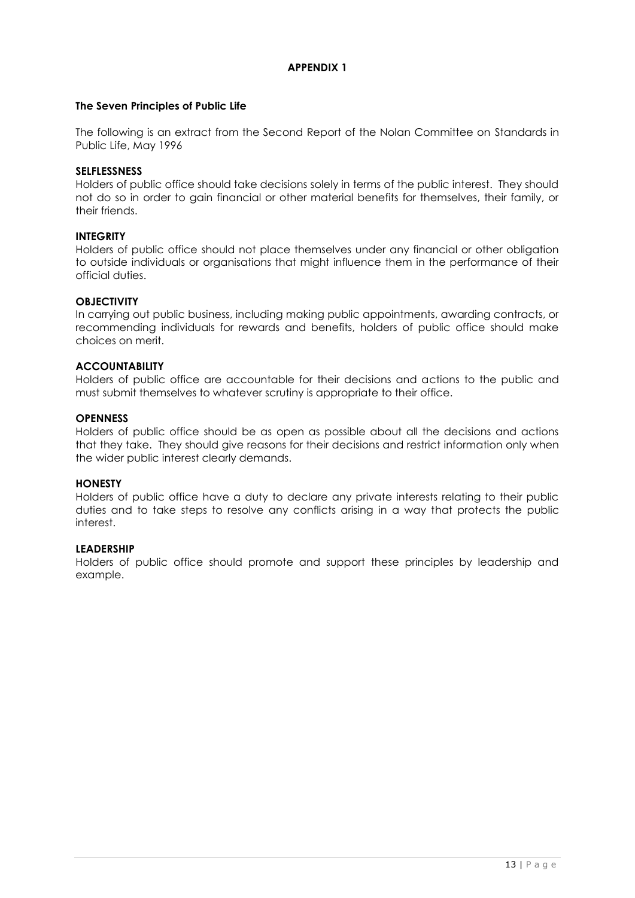# APPENDIX 1

## The Seven Principles of Public Life

The following is an extract from the Second Report of the Nolan Committee on Standards in Public Life, May 1996

### SELFLESSNESS

Holders of public office should take decisions solely in terms of the public interest. They should not do so in order to gain financial or other material benefits for themselves, their family, or their friends.

### INTEGRITY

Holders of public office should not place themselves under any financial or other obligation to outside individuals or organisations that might influence them in the performance of their official duties.

### OBJECTIVITY

In carrying out public business, including making public appointments, awarding contracts, or recommending individuals for rewards and benefits, holders of public office should make choices on merit.

### ACCOUNTABILITY

Holders of public office are accountable for their decisions and actions to the public and must submit themselves to whatever scrutiny is appropriate to their office.

### OPENNESS

Holders of public office should be as open as possible about all the decisions and actions that they take. They should give reasons for their decisions and restrict information only when the wider public interest clearly demands.

### HONESTY

Holders of public office have a duty to declare any private interests relating to their public duties and to take steps to resolve any conflicts arising in a way that protects the public interest.

### LEADERSHIP

Holders of public office should promote and support these principles by leadership and example.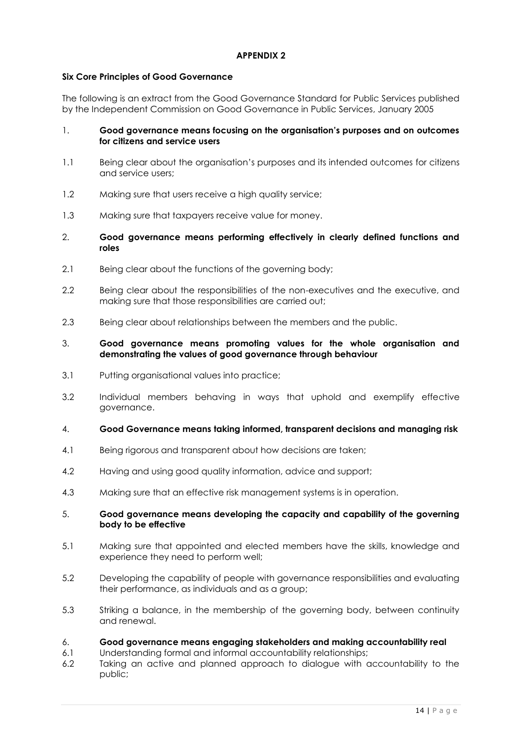**APPENDIX 2**

**Six Core Principles of Good Governance**

The following is an extract from the Good Governance Standard for Public Services published by the Independent Commission on Good Governance in Public Services, January 2005

1. **Good governance means focusing on the organisation's purposes and on outcomes for citizens and service users**

1.1 Being clear about the organisation's purposes and its intended outcomes for citizens and service users;

1.2 Making sure that users receive a high quality service;

1.3 Making sure that taxpayers receive value for money.

2. **Good governance means performing effectively in clearly defined functions and roles**

2.1 Being clear about the functions of the governing body;

2.2 Being clear about the responsibilities of the non-executives and the executive, and making sure that those responsibilities are carried out;

2.3 Being clear about relationships between the members and the public.

3. **Good governance means promoting values for the whole organisation and demonstrating the values of good governance through behaviour**

3.1 Putting organisational values into practice;

3.2 Individual members behaving in ways that uphold and exemplify effective governance.

4. **Good Governance means taking informed, transparent decisions and managing risk**

4.1 Being rigorous and transparent about how decisions are taken;

4.2 Having and using good quality information, advice and support;

4.3 Making sure that an effective risk management systems is in operation.

5. **Good governance means developing the capacity and capability of the governing body to be effective**

5.1 Making sure that appointed and elected members have the skills, knowledge and experience they need to perform well;

5.2 Developing the capability of people with governance responsibilities and evaluating their performance, as individuals and as a group;

5.3 Striking a balance, in the membership of the governing body, between continuity and renewal.

6. **Good governance means engaging stakeholders and making accountability real**

6.1 Understanding formal and informal accountability relationships;

6.2 Taking an active and planned approach to dialogue with accountability to the public;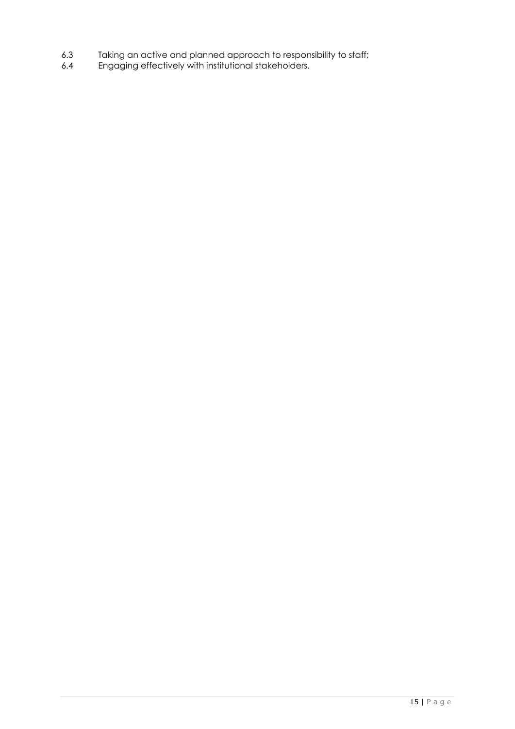6.3 Taking an active and planned approach to responsibility to staff;

6.4 Engaging effectively with institutional stakeholders.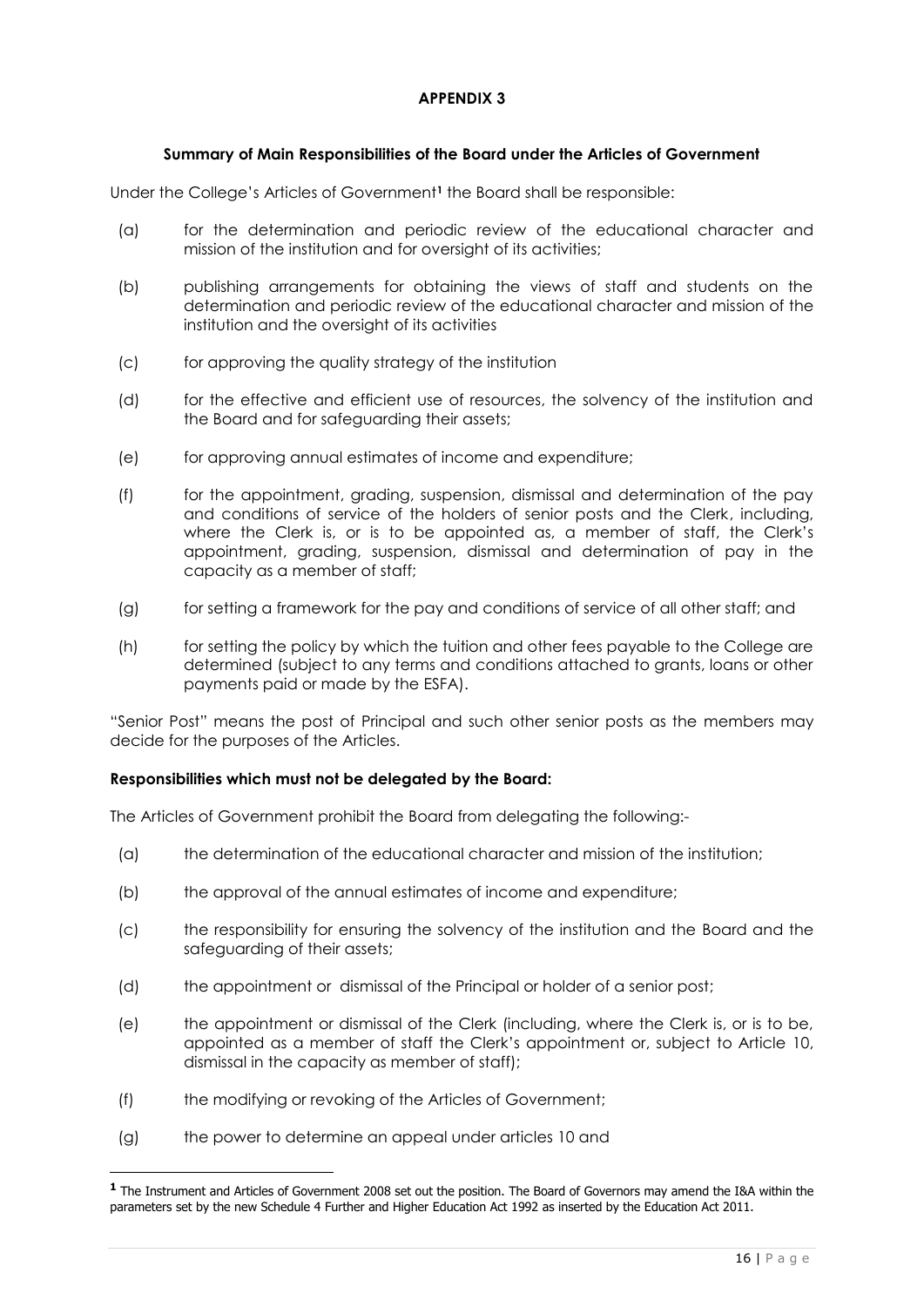**APPENDIX 3**

**Summary of Main Responsibilities of the Board under the Articles of Government**

Under the College's Articles of Government[1] the Board shall be responsible:

(a) for the determination and periodic review of the educational character and mission of the institution and for oversight of its activities;

(b) publishing arrangements for obtaining the views of staff and students on the determination and periodic review of the educational character and mission of the institution and the oversight of its activities

(c) for approving the quality strategy of the institution

(d) for the effective and efficient use of resources, the solvency of the institution and the Board and for safeguarding their assets;

(e) for approving annual estimates of income and expenditure;

(f) for the appointment, grading, suspension, dismissal and determination of the pay and conditions of service of the holders of senior posts and the Clerk, including, where the Clerk is, or is to be appointed as, a member of staff, the Clerk's appointment, grading, suspension, dismissal and determination of pay in the capacity as a member of staff;

(g) for setting a framework for the pay and conditions of service of all other staff; and

(h) for setting the policy by which the tuition and other fees payable to the College are determined (subject to any terms and conditions attached to grants, loans or other payments paid or made by the ESFA).

"Senior Post" means the post of Principal and such other senior posts as the members may decide for the purposes of the Articles.

**Responsibilities which must not be delegated by the Board:**

The Articles of Government prohibit the Board from delegating the following:-

(a) the determination of the educational character and mission of the institution;

(b) the approval of the annual estimates of income and expenditure;

(c) the responsibility for ensuring the solvency of the institution and the Board and the safeguarding of their assets;

(d) the appointment or dismissal of the Principal or holder of a senior post;

(e) the appointment or dismissal of the Clerk (including, where the Clerk is, or is to be, appointed as a member of staff the Clerk's appointment or, subject to Article 10, dismissal in the capacity as member of staff);

(f) the modifying or revoking of the Articles of Government;

(g) the power to determine an appeal under articles 10 and

[1] The Instrument and Articles of Government 2008 set out the position. The Board of Governors may amend the I&A within the parameters set by the new Schedule 4 Further and Higher Education Act 1992 as inserted by the Education Act 2011.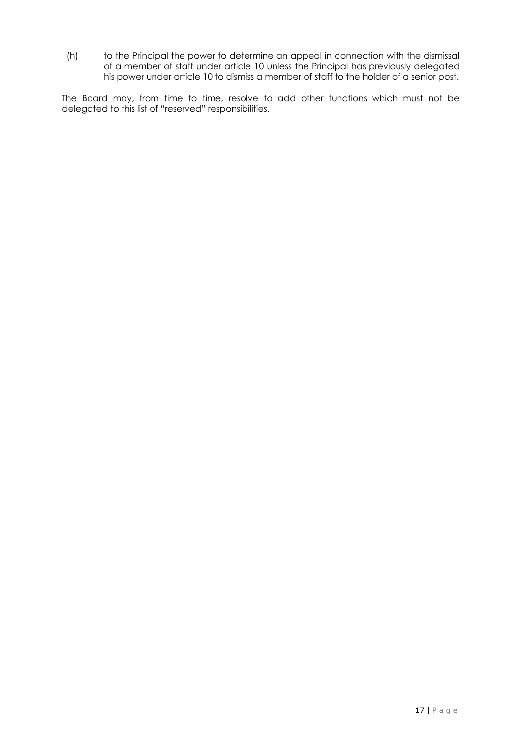(h) to the Principal the power to determine an appeal in connection with the dismissal of a member of staff under article 10 unless the Principal has previously delegated his power under article 10 to dismiss a member of staff to the holder of a senior post.

The Board may, from time to time, resolve to add other functions which must not be delegated to this list of "reserved" responsibilities.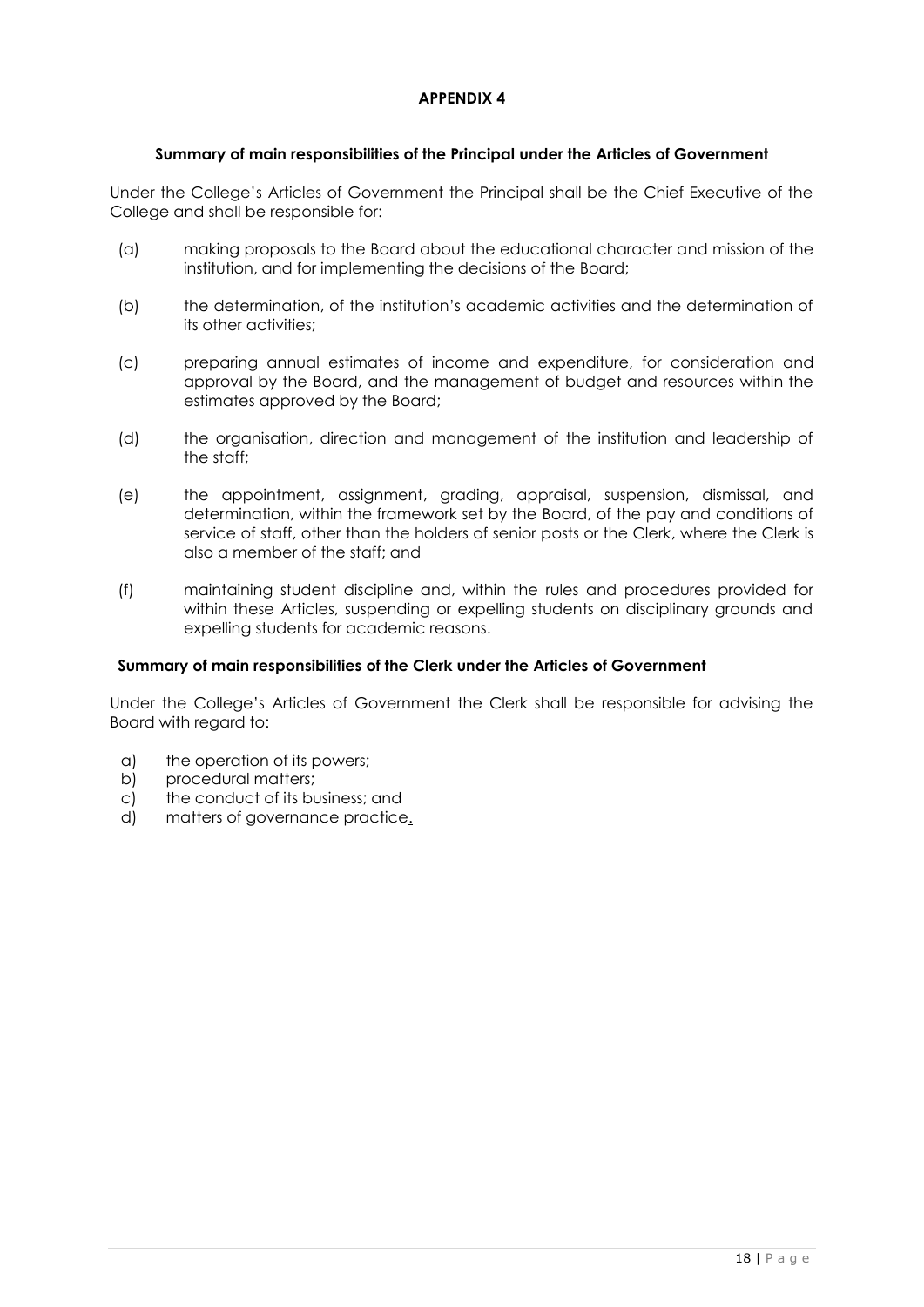# APPENDIX 4

### Summary of main responsibilities of the Principal under the Articles of Government

Under the College's Articles of Government the Principal shall be the Chief Executive of the College and shall be responsible for:

(a) making proposals to the Board about the educational character and mission of the institution, and for implementing the decisions of the Board;

(b) the determination, of the institution's academic activities and the determination of its other activities;

(c) preparing annual estimates of income and expenditure, for consideration and approval by the Board, and the management of budget and resources within the estimates approved by the Board;

(d) the organisation, direction and management of the institution and leadership of the staff;

(e) the appointment, assignment, grading, appraisal, suspension, dismissal, and determination, within the framework set by the Board, of the pay and conditions of service of staff, other than the holders of senior posts or the Clerk, where the Clerk is also a member of the staff; and

(f) maintaining student discipline and, within the rules and procedures provided for within these Articles, suspending or expelling students on disciplinary grounds and expelling students for academic reasons.

### Summary of main responsibilities of the Clerk under the Articles of Government

Under the College's Articles of Government the Clerk shall be responsible for advising the Board with regard to:

a) the operation of its powers;
b) procedural matters;
c) the conduct of its business; and
d) matters of governance practice.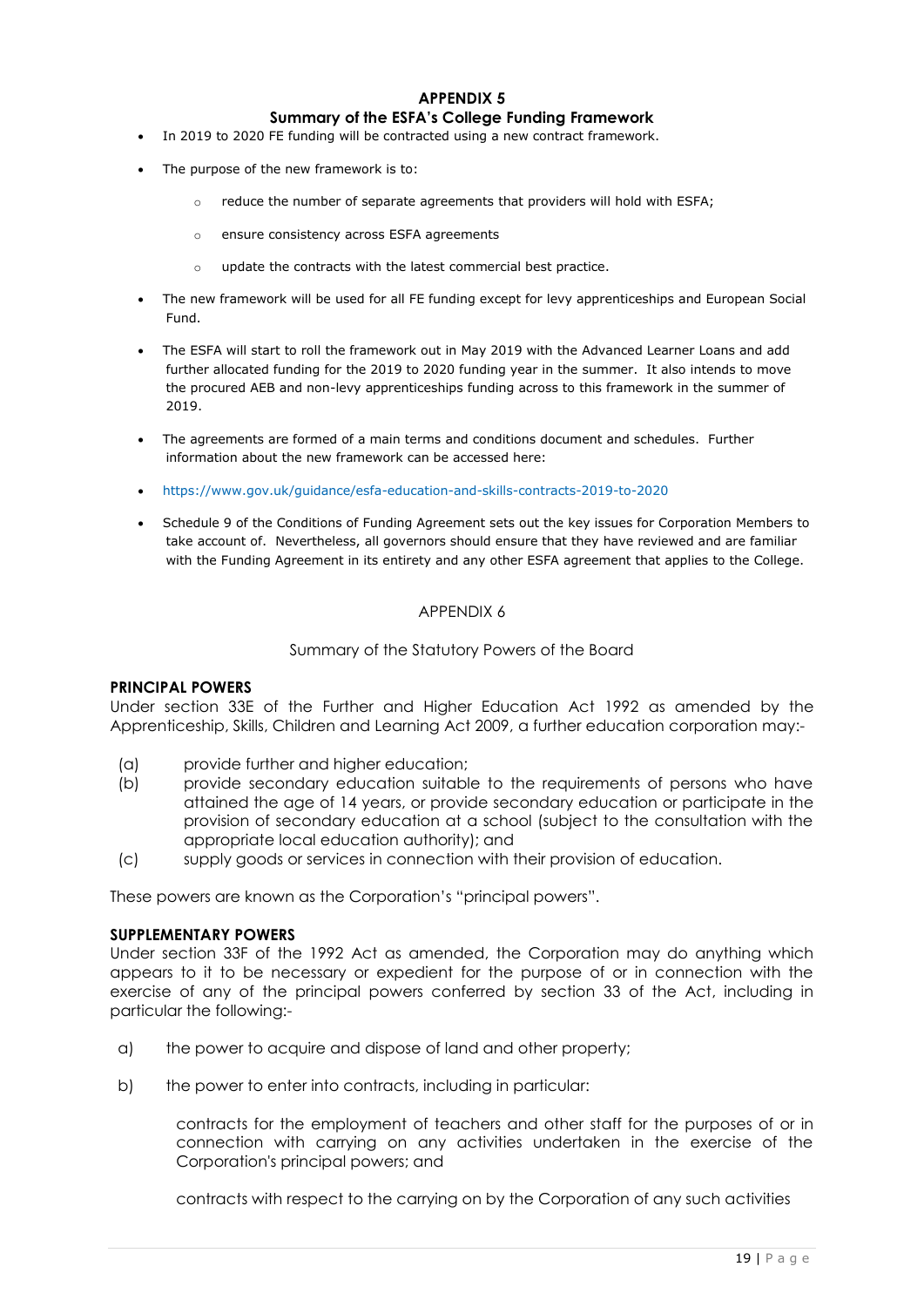## APPENDIX 5

### Summary of the ESFA's College Funding Framework

- In 2019 to 2020 FE funding will be contracted using a new contract framework.
- The purpose of the new framework is to:
    - reduce the number of separate agreements that providers will hold with ESFA;
    - ensure consistency across ESFA agreements
    - update the contracts with the latest commercial best practice.
- The new framework will be used for all FE funding except for levy apprenticeships and European Social Fund.
- The ESFA will start to roll the framework out in May 2019 with the Advanced Learner Loans and add further allocated funding for the 2019 to 2020 funding year in the summer. It also intends to move the procured AEB and non-levy apprenticeships funding across to this framework in the summer of 2019.
- The agreements are formed of a main terms and conditions document and schedules. Further information about the new framework can be accessed here:
- https://www.gov.uk/guidance/esfa-education-and-skills-contracts-2019-to-2020
- Schedule 9 of the Conditions of Funding Agreement sets out the key issues for Corporation Members to take account of. Nevertheless, all governors should ensure that they have reviewed and are familiar with the Funding Agreement in its entirety and any other ESFA agreement that applies to the College.

## APPENDIX 6

### Summary of the Statutory Powers of the Board

**PRINCIPAL POWERS**

Under section 33E of the Further and Higher Education Act 1992 as amended by the Apprenticeship, Skills, Children and Learning Act 2009, a further education corporation may:-

(a) provide further and higher education;

(b) provide secondary education suitable to the requirements of persons who have attained the age of 14 years, or provide secondary education or participate in the provision of secondary education at a school (subject to the consultation with the appropriate local education authority); and

(c) supply goods or services in connection with their provision of education.

These powers are known as the Corporation's "principal powers".

**SUPPLEMENTARY POWERS**

Under section 33F of the 1992 Act as amended, the Corporation may do anything which appears to it to be necessary or expedient for the purpose of or in connection with the exercise of any of the principal powers conferred by section 33 of the Act, including in particular the following:-

a) the power to acquire and dispose of land and other property;

b) the power to enter into contracts, including in particular:

contracts for the employment of teachers and other staff for the purposes of or in connection with carrying on any activities undertaken in the exercise of the Corporation's principal powers; and

contracts with respect to the carrying on by the Corporation of any such activities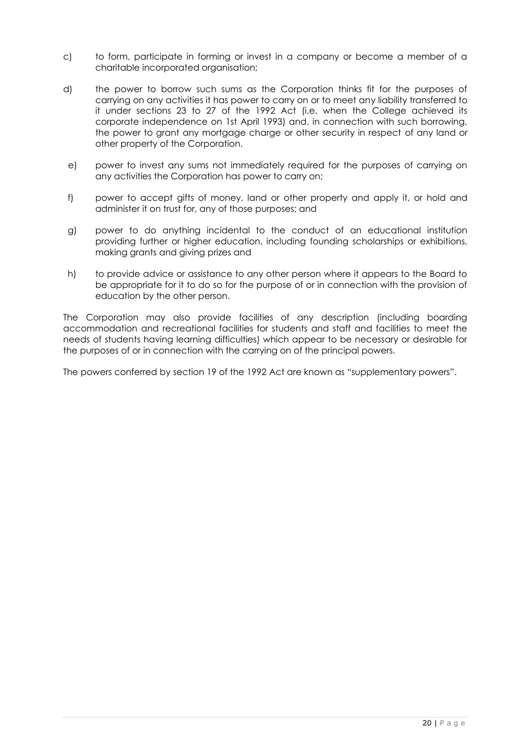c) to form, participate in forming or invest in a company or become a member of a charitable incorporated organisation;

d) the power to borrow such sums as the Corporation thinks fit for the purposes of carrying on any activities it has power to carry on or to meet any liability transferred to it under sections 23 to 27 of the 1992 Act (i.e. when the College achieved its corporate independence on 1st April 1993) and, in connection with such borrowing, the power to grant any mortgage charge or other security in respect of any land or other property of the Corporation.

e) power to invest any sums not immediately required for the purposes of carrying on any activities the Corporation has power to carry on;

f) power to accept gifts of money, land or other property and apply it, or hold and administer it on trust for, any of those purposes; and

g) power to do anything incidental to the conduct of an educational institution providing further or higher education, including founding scholarships or exhibitions, making grants and giving prizes and

h) to provide advice or assistance to any other person where it appears to the Board to be appropriate for it to do so for the purpose of or in connection with the provision of education by the other person.

The Corporation may also provide facilities of any description (including boarding accommodation and recreational facilities for students and staff and facilities to meet the needs of students having learning difficulties) which appear to be necessary or desirable for the purposes of or in connection with the carrying on of the principal powers.

The powers conferred by section 19 of the 1992 Act are known as "supplementary powers".